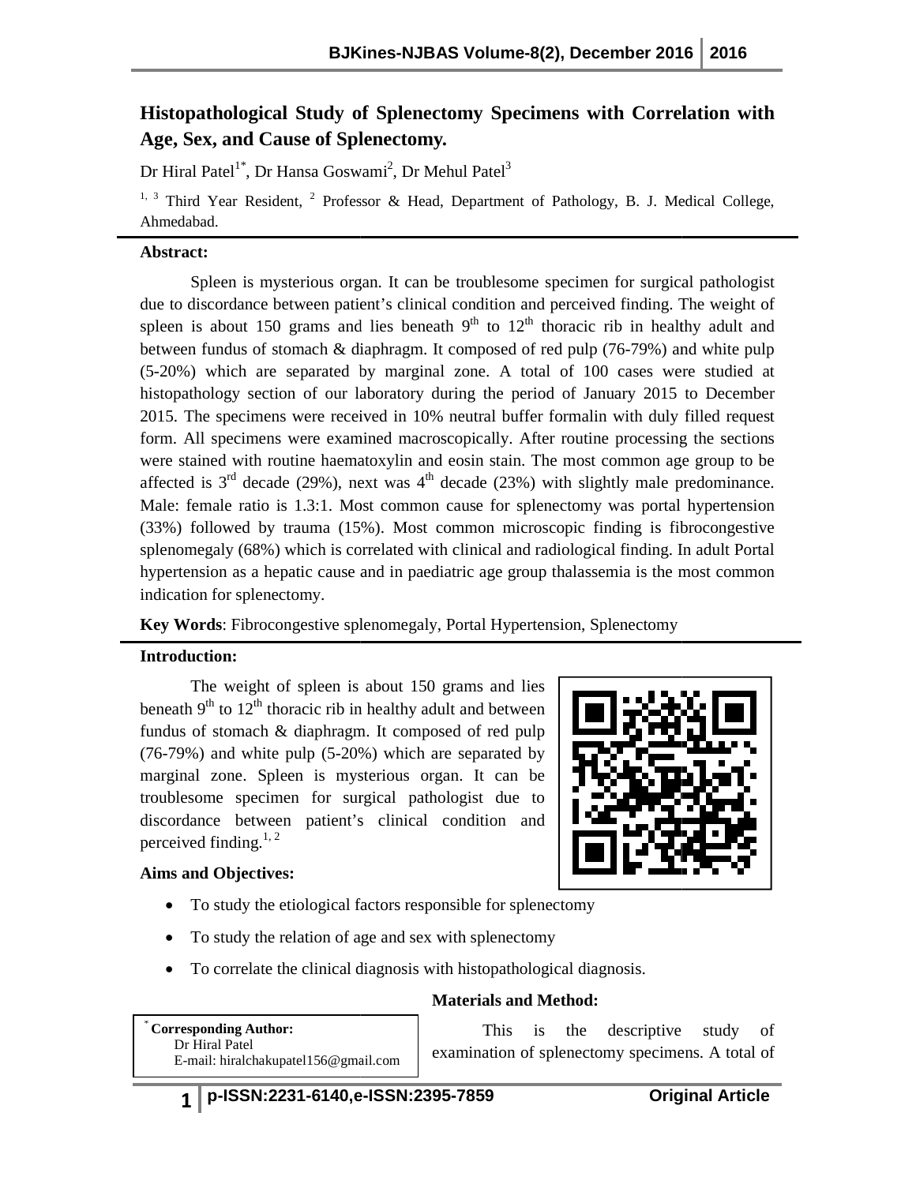# Histopathological Study of Splenectomy Specimens with Correlation with Age, Sex, and Cause of Splenectomy.

Dr Hiral Patel[1*], Dr Hansa Goswami[2], Dr Mehul Patel[3]

[1, 3] Third Year Resident, [2] Professor & Head, Department of Pathology, B. J. Medical College, Ahmedabad.

**Abstract:**

Spleen is mysterious organ. It can be troublesome specimen for surgical pathologist due to discordance between patient's clinical condition and perceived finding. The weight of spleen is about 150 grams and lies beneath 9th to 12th thoracic rib in healthy adult and between fundus of stomach & diaphragm. It composed of red pulp (76-79%) and white pulp (5-20%) which are separated by marginal zone. A total of 100 cases were studied at histopathology section of our laboratory during the period of January 2015 to December 2015. The specimens were received in 10% neutral buffer formalin with duly filled request form. All specimens were examined macroscopically. After routine processing the sections were stained with routine haematoxylin and eosin stain. The most common age group to be affected is 3rd decade (29%), next was 4th decade (23%) with slightly male predominance. Male: female ratio is 1.3:1. Most common cause for splenectomy was portal hypertension (33%) followed by trauma (15%). Most common microscopic finding is fibrocongestive splenomegaly (68%) which is correlated with clinical and radiological finding. In adult Portal hypertension as a hepatic cause and in paediatric age group thalassemia is the most common indication for splenectomy.

**Key Words**: Fibrocongestive splenomegaly, Portal Hypertension, Splenectomy

**Introduction:**

The weight of spleen is about 150 grams and lies beneath 9th to 12th thoracic rib in healthy adult and between fundus of stomach & diaphragm. It composed of red pulp (76-79%) and white pulp (5-20%) which are separated by marginal zone. Spleen is mysterious organ. It can be troublesome specimen for surgical pathologist due to discordance between patient's clinical condition and perceived finding.[1, 2]

**Aims and Objectives:**

- To study the etiological factors responsible for splenectomy
- To study the relation of age and sex with splenectomy
- To correlate the clinical diagnosis with histopathological diagnosis.

**Materials and Method:**

This is the descriptive study of examination of splenectomy specimens. A total of

[*] **Corresponding Author:**
Dr Hiral Patel
E-mail: hiralchakupatel156@gmail.com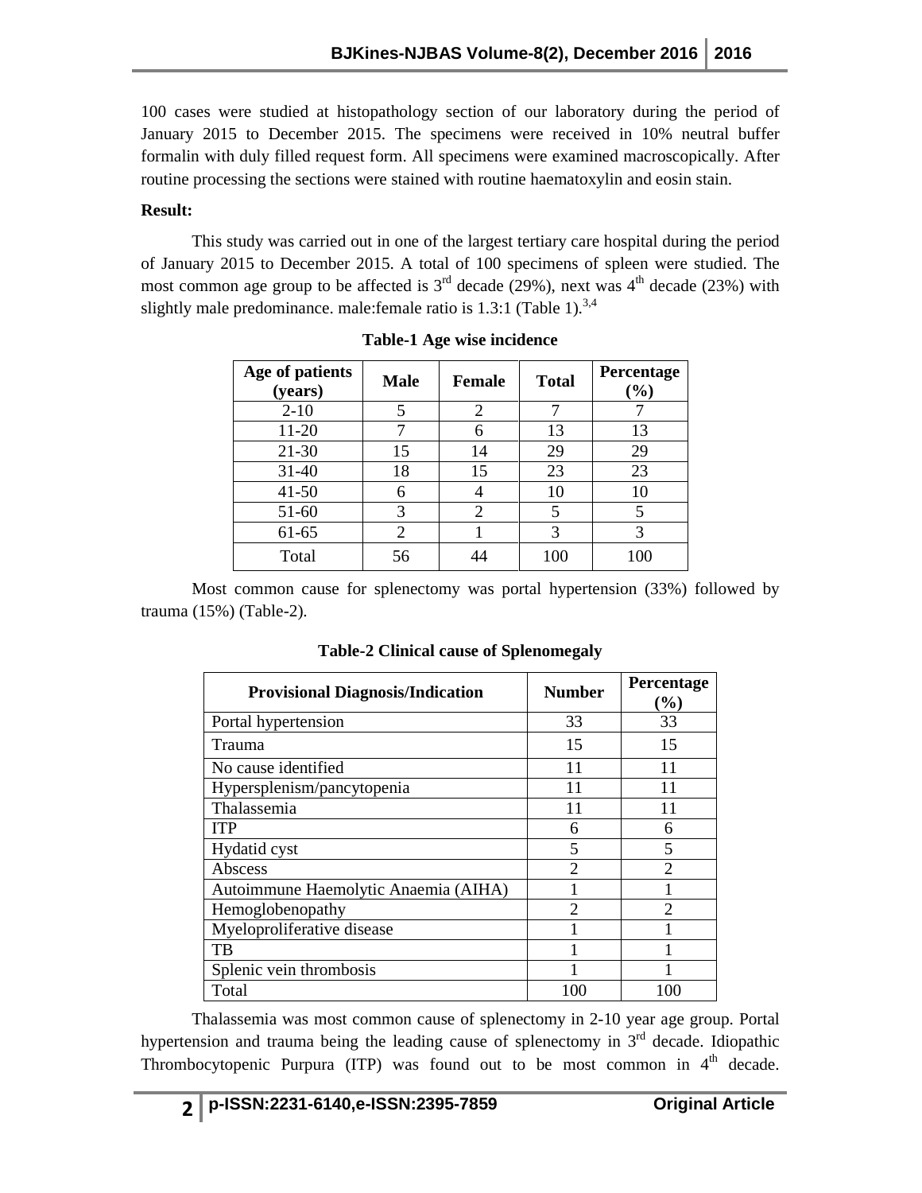100 cases were studied at histopathology section of our laboratory during the period of January 2015 to December 2015. The specimens were received in 10% neutral buffer formalin with duly filled request form. All specimens were examined macroscopically. After routine processing the sections were stained with routine haematoxylin and eosin stain.

**Result:**

This study was carried out in one of the largest tertiary care hospital during the period of January 2015 to December 2015. A total of 100 specimens of spleen were studied. The most common age group to be affected is 3rd decade (29%), next was 4th decade (23%) with slightly male predominance. male:female ratio is 1.3:1 (Table 1).[3,4]

**Table-1 Age wise incidence**

| Age of patients (years) | Male | Female | Total | Percentage (%) |
|---|---|---|---|---|
| 2-10 | 5 | 2 | 7 | 7 |
| 11-20 | 7 | 6 | 13 | 13 |
| 21-30 | 15 | 14 | 29 | 29 |
| 31-40 | 18 | 15 | 23 | 23 |
| 41-50 | 6 | 4 | 10 | 10 |
| 51-60 | 3 | 2 | 5 | 5 |
| 61-65 | 2 | 1 | 3 | 3 |
| Total | 56 | 44 | 100 | 100 |

Most common cause for splenectomy was portal hypertension (33%) followed by trauma (15%) (Table-2).

**Table-2 Clinical cause of Splenomegaly**

| Provisional Diagnosis/Indication | Number | Percentage (%) |
|---|---|---|
| Portal hypertension | 33 | 33 |
| Trauma | 15 | 15 |
| No cause identified | 11 | 11 |
| Hypersplenism/pancytopenia | 11 | 11 |
| Thalassemia | 11 | 11 |
| ITP | 6 | 6 |
| Hydatid cyst | 5 | 5 |
| Abscess | 2 | 2 |
| Autoimmune Haemolytic Anaemia (AIHA) | 1 | 1 |
| Hemoglobenopathy | 2 | 2 |
| Myeloproliferative disease | 1 | 1 |
| TB | 1 | 1 |
| Splenic vein thrombosis | 1 | 1 |
| Total | 100 | 100 |

Thalassemia was most common cause of splenectomy in 2-10 year age group. Portal hypertension and trauma being the leading cause of splenectomy in 3rd decade. Idiopathic Thrombocytopenic Purpura (ITP) was found out to be most common in 4th decade.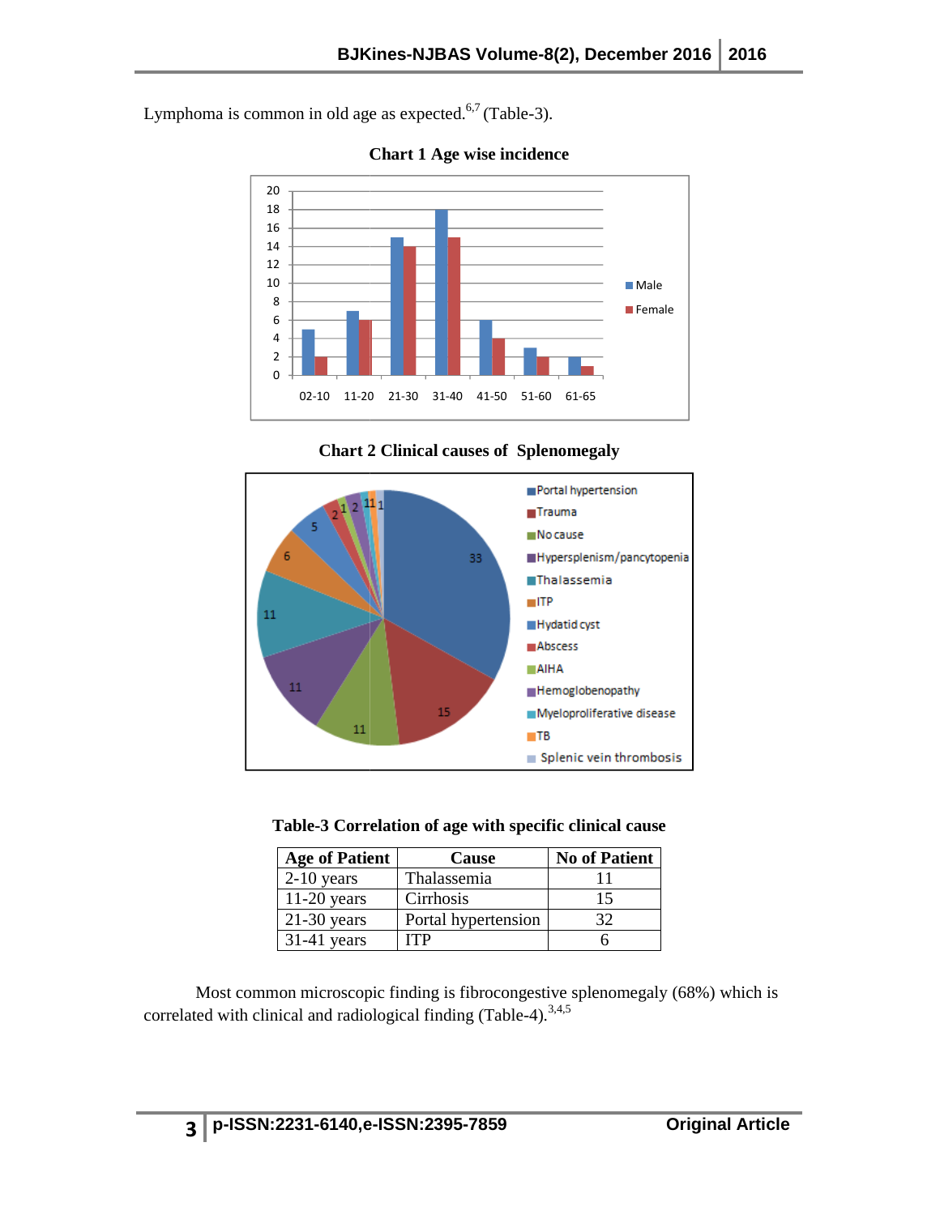Lymphoma is common in old age as expected.[6,7] (Table-3).

**Chart 1 Age wise incidence**

**Chart 2 Clinical causes of Splenomegaly**

**Table-3 Correlation of age with specific clinical cause**

| Age of Patient | Cause | No of Patient |
|---|---|---|
| 2-10 years | Thalassemia | 11 |
| 11-20 years | Cirrhosis | 15 |
| 21-30 years | Portal hypertension | 32 |
| 31-41 years | ITP | 6 |

Most common microscopic finding is fibrocongestive splenomegaly (68%) which is correlated with clinical and radiological finding (Table-4).[3,4,5]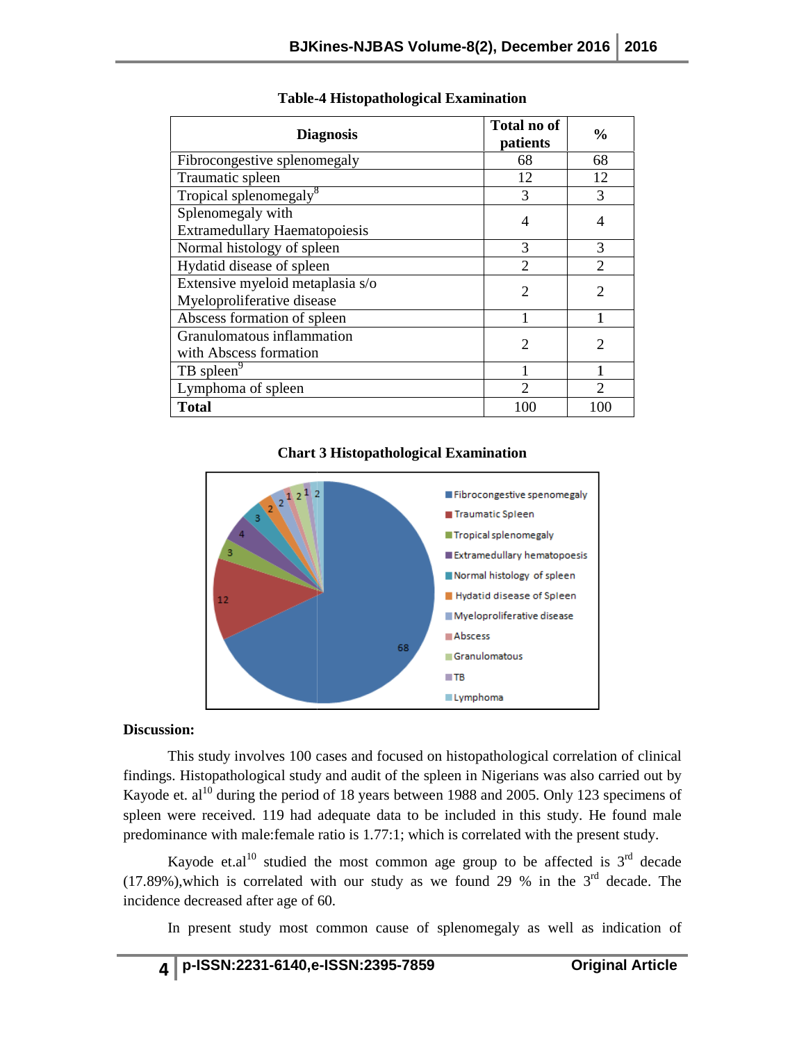**Table-4 Histopathological Examination**

| Diagnosis | Total no of patients | % |
|---|---|---|
| Fibrocongestive splenomegaly | 68 | 68 |
| Traumatic spleen | 12 | 12 |
| Tropical splenomegaly[8] | 3 | 3 |
| Splenomegaly with Extramedullary Haematopoiesis | 4 | 4 |
| Normal histology of spleen | 3 | 3 |
| Hydatid disease of spleen | 2 | 2 |
| Extensive myeloid metaplasia s/o Myeloproliferative disease | 2 | 2 |
| Abscess formation of spleen | 1 | 1 |
| Granulomatous inflammation with Abscess formation | 2 | 2 |
| TB spleen[9] | 1 | 1 |
| Lymphoma of spleen | 2 | 2 |
| **Total** | 100 | 100 |

**Chart 3 Histopathological Examination**

**Discussion:**

This study involves 100 cases and focused on histopathological correlation of clinical findings. Histopathological study and audit of the spleen in Nigerians was also carried out by Kayode et. al[10] during the period of 18 years between 1988 and 2005. Only 123 specimens of spleen were received. 119 had adequate data to be included in this study. He found male predominance with male:female ratio is 1.77:1; which is correlated with the present study.

Kayode et.al[10] studied the most common age group to be affected is 3rd decade (17.89%),which is correlated with our study as we found 29 % in the 3rd decade. The incidence decreased after age of 60.

In present study most common cause of splenomegaly as well as indication of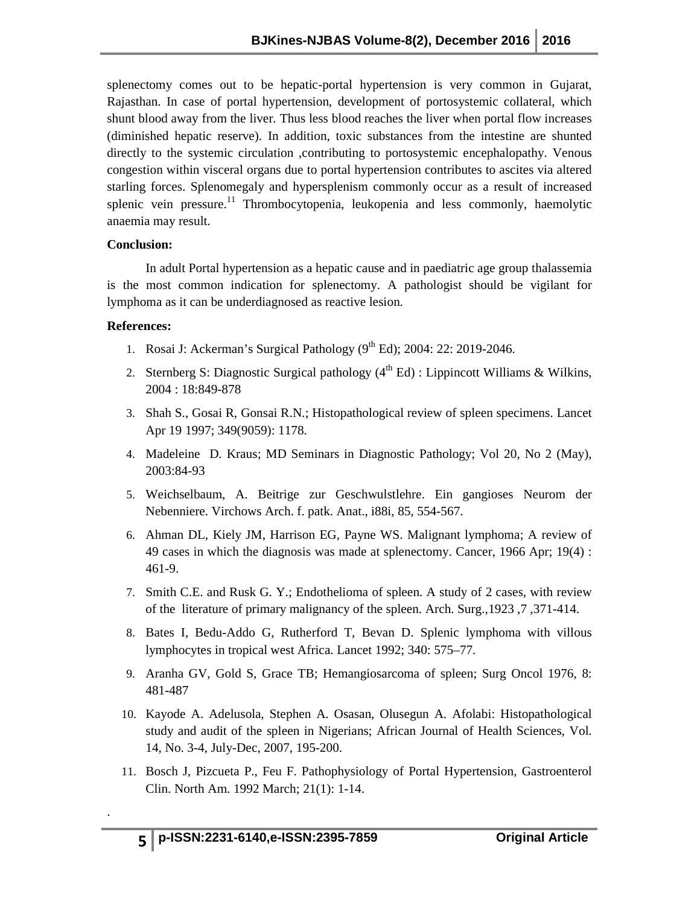splenectomy comes out to be hepatic-portal hypertension is very common in Gujarat, Rajasthan. In case of portal hypertension, development of portosystemic collateral, which shunt blood away from the liver. Thus less blood reaches the liver when portal flow increases (diminished hepatic reserve). In addition, toxic substances from the intestine are shunted directly to the systemic circulation ,contributing to portosystemic encephalopathy. Venous congestion within visceral organs due to portal hypertension contributes to ascites via altered starling forces. Splenomegaly and hypersplenism commonly occur as a result of increased splenic vein pressure.[11] Thrombocytopenia, leukopenia and less commonly, haemolytic anaemia may result.

**Conclusion:**

In adult Portal hypertension as a hepatic cause and in paediatric age group thalassemia is the most common indication for splenectomy. A pathologist should be vigilant for lymphoma as it can be underdiagnosed as reactive lesion.

**References:**

1. Rosai J: Ackerman's Surgical Pathology (9$^{th}$ Ed); 2004: 22: 2019-2046.
2. Sternberg S: Diagnostic Surgical pathology (4$^{th}$ Ed) : Lippincott Williams & Wilkins, 2004 : 18:849-878
3. Shah S., Gosai R, Gonsai R.N.; Histopathological review of spleen specimens. Lancet Apr 19 1997; 349(9059): 1178.
4. Madeleine D. Kraus; MD Seminars in Diagnostic Pathology; Vol 20, No 2 (May), 2003:84-93
5. Weichselbaum, A. Beitrige zur Geschwulstlehre. Ein gangioses Neurom der Nebenniere. Virchows Arch. f. patk. Anat., i88i, 85, 554-567.
6. Ahman DL, Kiely JM, Harrison EG, Payne WS. Malignant lymphoma; A review of 49 cases in which the diagnosis was made at splenectomy. Cancer, 1966 Apr; 19(4) : 461-9.
7. Smith C.E. and Rusk G. Y.; Endothelioma of spleen. A study of 2 cases, with review of the literature of primary malignancy of the spleen. Arch. Surg.,1923 ,7 ,371-414.
8. Bates I, Bedu-Addo G, Rutherford T, Bevan D. Splenic lymphoma with villous lymphocytes in tropical west Africa. Lancet 1992; 340: 575–77.
9. Aranha GV, Gold S, Grace TB; Hemangiosarcoma of spleen; Surg Oncol 1976, 8: 481-487
10. Kayode A. Adelusola, Stephen A. Osasan, Olusegun A. Afolabi: Histopathological study and audit of the spleen in Nigerians; African Journal of Health Sciences, Vol. 14, No. 3-4, July-Dec, 2007, 195-200.
11. Bosch J, Pizcueta P., Feu F. Pathophysiology of Portal Hypertension, Gastroenterol Clin. North Am. 1992 March; 21(1): 1-14.